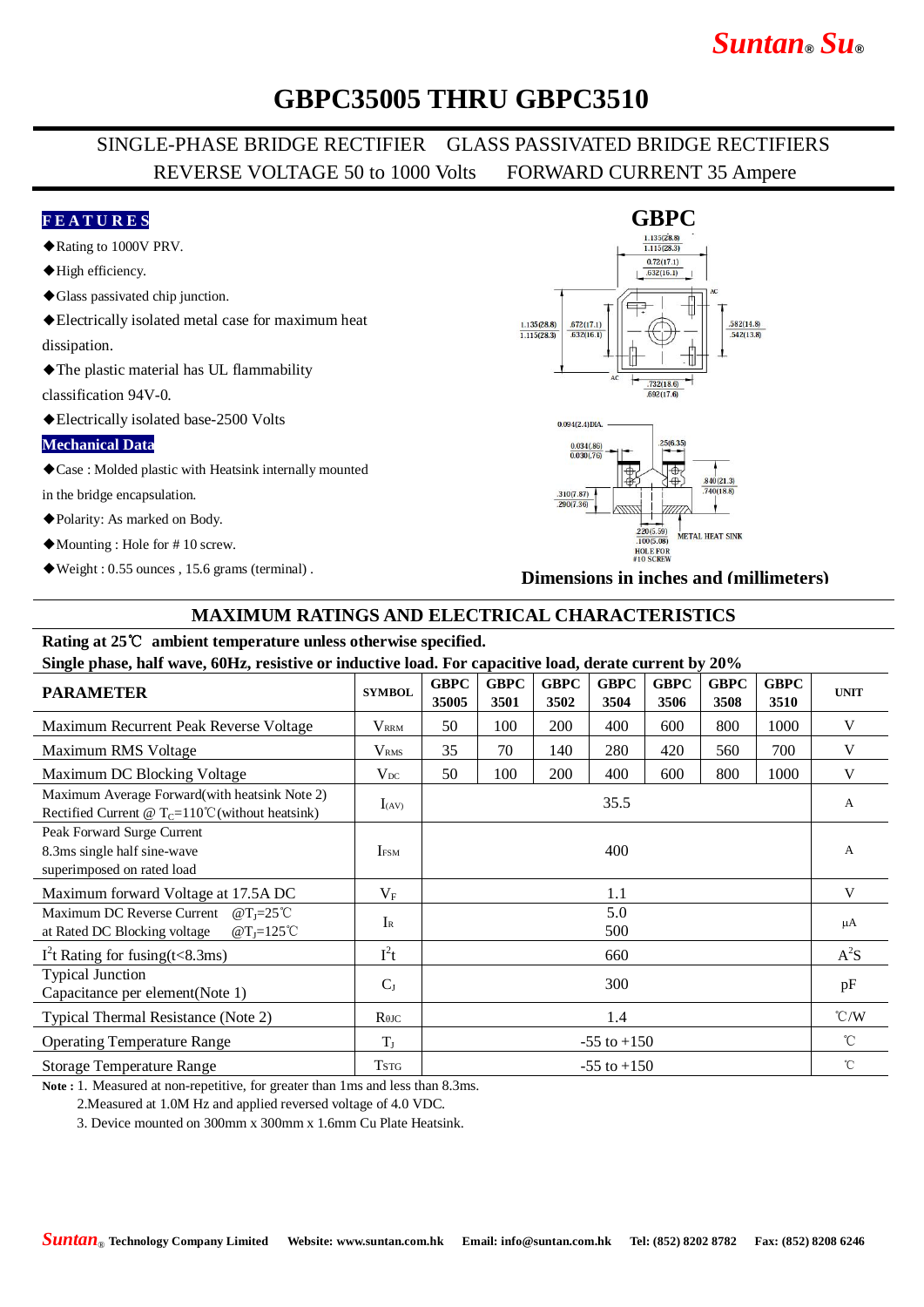# GBPC35005 THRU GBPC3510

SINGLE-PHASE BRIDGE RECTIFIER GLASS PASSIVATED BRIDGE RECTIFIERS
REVERSE VOLTAGE 50 to 1000 Volts FORWARD CURRENT 35 Ampere

## FEATURES

- ◆Rating to 1000V PRV.
- ◆High efficiency.
- ◆Glass passivated chip junction.
- ◆Electrically isolated metal case for maximum heat dissipation.
- ◆The plastic material has UL flammability classification 94V-0.
- ◆Electrically isolated base-2500 Volts

## Mechanical Data

- ◆Case : Molded plastic with Heatsink internally mounted in the bridge encapsulation.
- ◆Polarity: As marked on Body.
- ◆Mounting : Hole for # 10 screw.
- ◆Weight : 0.55 ounces , 15.6 grams (terminal) .

GBPC

Dimensions in inches and (millimeters)

## MAXIMUM RATINGS AND ELECTRICAL CHARACTERISTICS

**Rating at 25℃ ambient temperature unless otherwise specified.**
**Single phase, half wave, 60Hz, resistive or inductive load. For capacitive load, derate current by 20%**

| PARAMETER | SYMBOL | GBPC 35005 | GBPC 3501 | GBPC 3502 | GBPC 3504 | GBPC 3506 | GBPC 3508 | GBPC 3510 | UNIT |
|---|---|---|---|---|---|---|---|---|---|
| Maximum Recurrent Peak Reverse Voltage | $V_{RRM}$ | 50 | 100 | 200 | 400 | 600 | 800 | 1000 | V |
| Maximum RMS Voltage | $V_{RMS}$ | 35 | 70 | 140 | 280 | 420 | 560 | 700 | V |
| Maximum DC Blocking Voltage | $V_{DC}$ | 50 | 100 | 200 | 400 | 600 | 800 | 1000 | V |
| Maximum Average Forward(with heatsink Note 2) Rectified Current @ $T_C$=110℃(without heatsink) | $I_{(AV)}$ | 35.5 | | | | | | | A |
| Peak Forward Surge Current 8.3ms single half sine-wave superimposed on rated load | $I_{FSM}$ | 400 | | | | | | | A |
| Maximum forward Voltage at 17.5A DC | $V_F$ | 1.1 | | | | | | | V |
| Maximum DC Reverse Current @$T_J$=25℃ at Rated DC Blocking voltage @$T_J$=125℃ | $I_R$ | 5.0 / 500 | | | | | | | μA |
| $I^2t$ Rating for fusing(t<8.3ms) | $I^2t$ | 660 | | | | | | | $A^2S$ |
| Typical Junction Capacitance per element(Note 1) | $C_J$ | 300 | | | | | | | pF |
| Typical Thermal Resistance (Note 2) | $R_{\theta JC}$ | 1.4 | | | | | | | ℃/W |
| Operating Temperature Range | $T_J$ | -55 to +150 | | | | | | | ℃ |
| Storage Temperature Range | $T_{STG}$ | -55 to +150 | | | | | | | ℃ |

**Note :** 1. Measured at non-repetitive, for greater than 1ms and less than 8.3ms.
2.Measured at 1.0M Hz and applied reversed voltage of 4.0 VDC.
3. Device mounted on 300mm x 300mm x 1.6mm Cu Plate Heatsink.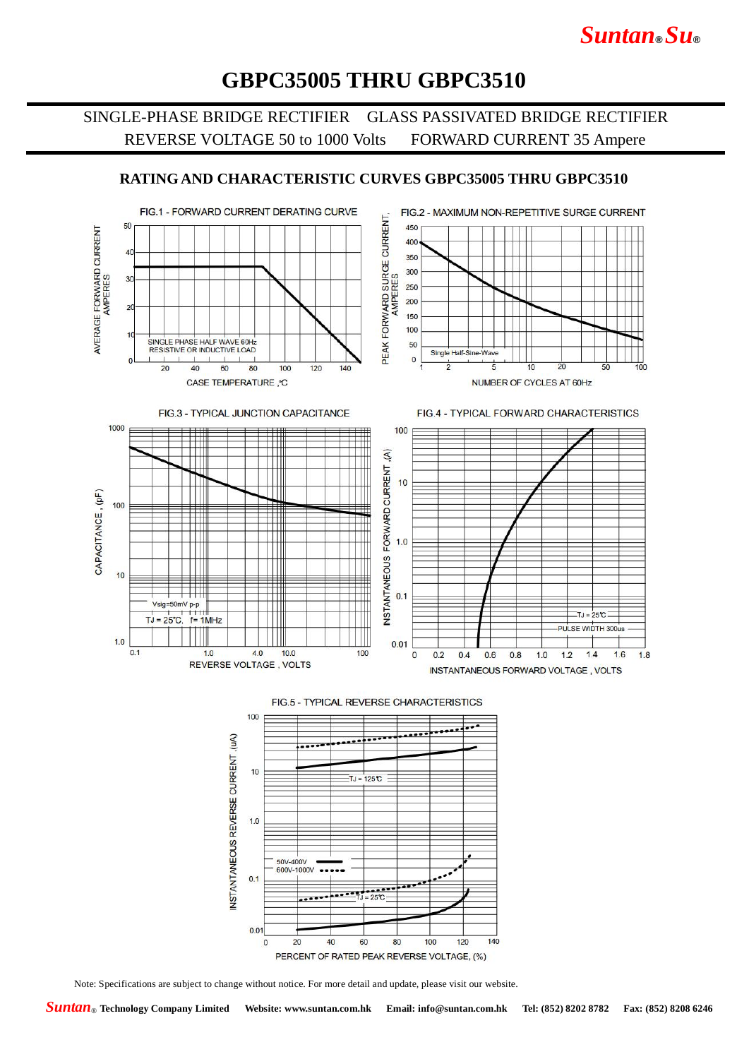# GBPC35005 THRU GBPC3510

SINGLE-PHASE BRIDGE RECTIFIER GLASS PASSIVATED BRIDGE RECTIFIER

REVERSE VOLTAGE 50 to 1000 Volts FORWARD CURRENT 35 Ampere

## RATING AND CHARACTERISTIC CURVES GBPC35005 THRU GBPC3510

FIG.1 - FORWARD CURRENT DERATING CURVE

AVERAGE FORWARD CURRENT AMPERES

50
40
30
20
10
0

SINGLE PHASE HALF WAVE 60Hz
RESISTIVE OR INDUCTIVE LOAD

20 40 60 80 100 120 140

CASE TEMPERATURE ,°C

FIG.2 - MAXIMUM NON-REPETITIVE SURGE CURRENT

PEAK FORWARD SURGE CURRENT, AMPERES

450
400
350
300
250
200
150
100
50
0

Single Half-Sine-Wave

1 2 5 10 20 50 100

NUMBER OF CYCLES AT 60Hz

FIG.3 - TYPICAL JUNCTION CAPACITANCE

CAPACITANCE , (pF)

1000
100
10
1.0

Vsig=50mV p-p
TJ = 25°C, f= 1MHz

0.1 1.0 4.0 10.0 100

REVERSE VOLTAGE , VOLTS

FIG.4 - TYPICAL FORWARD CHARACTERISTICS

INSTANTANEOUS FORWARD CURRENT ,(A)

100
10
1.0
0.1
0.01

TJ = 25°C
PULSE WIDTH 300us

0 0.2 0.4 0.6 0.8 1.0 1.2 1.4 1.6 1.8

INSTANTANEOUS FORWARD VOLTAGE , VOLTS

FIG.5 - TYPICAL REVERSE CHARACTERISTICS

INSTANTANEOUS REVERSE CURRENT, (uA)

100
10
1.0
0.1
0.01

TJ = 125°C

50V-400V
600V-1000V

TJ = 25°C

0 20 40 60 80 100 120 140

PERCENT OF RATED PEAK REVERSE VOLTAGE, (%)

Note: Specifications are subject to change without notice. For more detail and update, please visit our website.

**Suntan® Technology Company Limited** **Website: www.suntan.com.hk** **Email: info@suntan.com.hk** **Tel: (852) 8202 8782** **Fax: (852) 8208 6246**